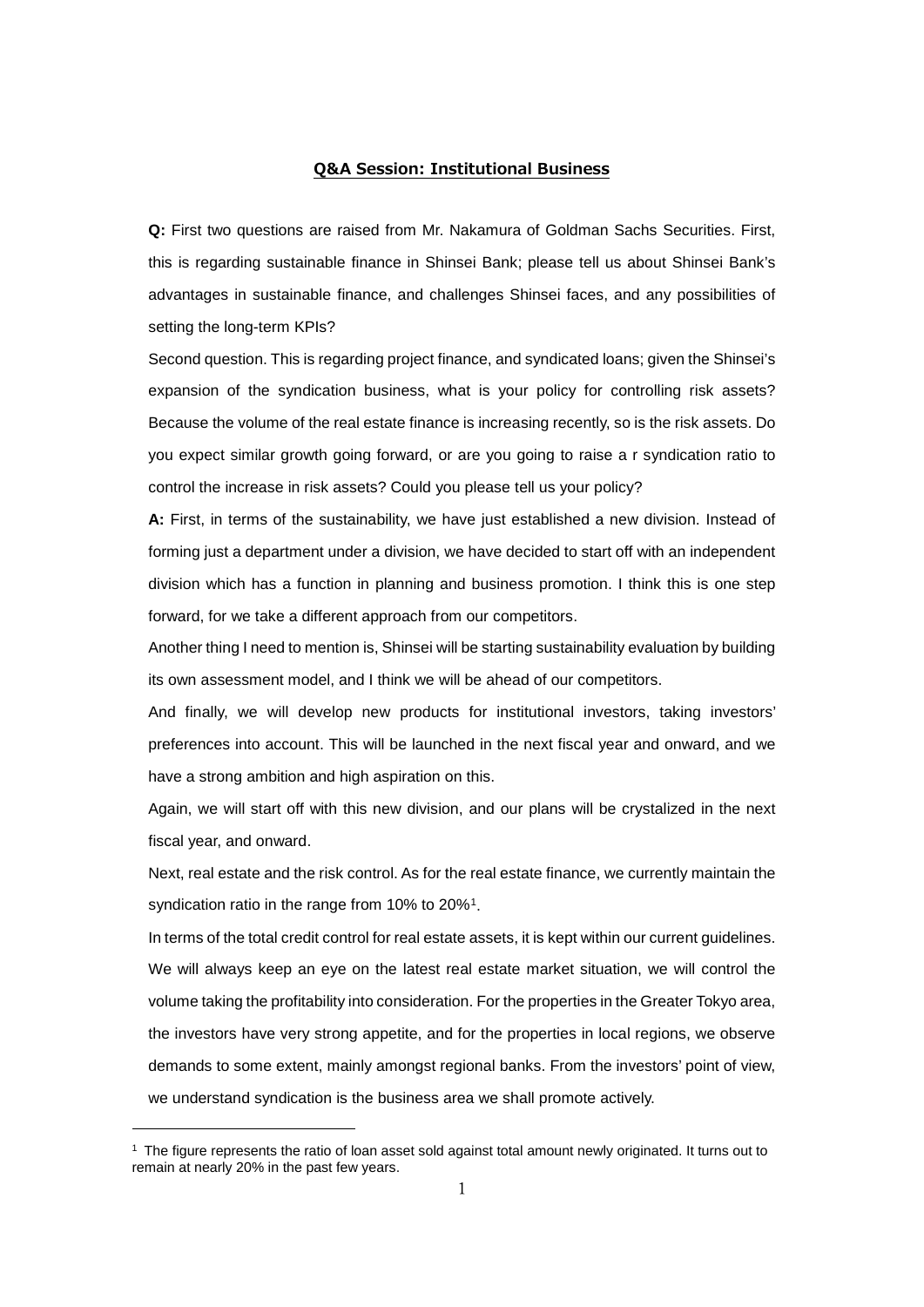## Q&A Session: Institutional Business

**Q:** First two questions are raised from Mr. Nakamura of Goldman Sachs Securities. First, this is regarding sustainable finance in Shinsei Bank; please tell us about Shinsei Bank's advantages in sustainable finance, and challenges Shinsei faces, and any possibilities of setting the long-term KPIs?

Second question. This is regarding project finance, and syndicated loans; given the Shinsei's expansion of the syndication business, what is your policy for controlling risk assets? Because the volume of the real estate finance is increasing recently, so is the risk assets. Do you expect similar growth going forward, or are you going to raise a r syndication ratio to control the increase in risk assets? Could you please tell us your policy?

**A:** First, in terms of the sustainability, we have just established a new division. Instead of forming just a department under a division, we have decided to start off with an independent division which has a function in planning and business promotion. I think this is one step forward, for we take a different approach from our competitors.

Another thing I need to mention is, Shinsei will be starting sustainability evaluation by building its own assessment model, and I think we will be ahead of our competitors.

And finally, we will develop new products for institutional investors, taking investors' preferences into account. This will be launched in the next fiscal year and onward, and we have a strong ambition and high aspiration on this.

Again, we will start off with this new division, and our plans will be crystalized in the next fiscal year, and onward.

Next, real estate and the risk control. As for the real estate finance, we currently maintain the syndication ratio in the range from 10% to 20%[1].

In terms of the total credit control for real estate assets, it is kept within our current guidelines. We will always keep an eye on the latest real estate market situation, we will control the volume taking the profitability into consideration. For the properties in the Greater Tokyo area, the investors have very strong appetite, and for the properties in local regions, we observe demands to some extent, mainly amongst regional banks. From the investors' point of view, we understand syndication is the business area we shall promote actively.

---

[1] The figure represents the ratio of loan asset sold against total amount newly originated. It turns out to remain at nearly 20% in the past few years.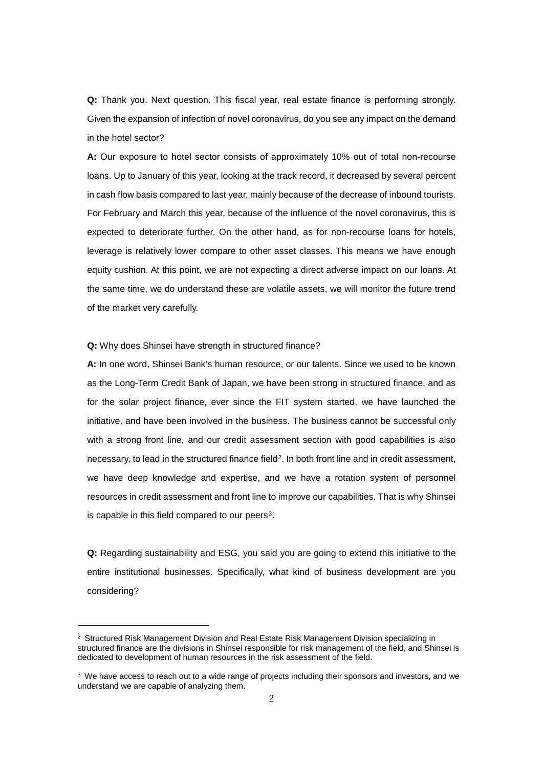**Q:** Thank you. Next question. This fiscal year, real estate finance is performing strongly. Given the expansion of infection of novel coronavirus, do you see any impact on the demand in the hotel sector?

**A:** Our exposure to hotel sector consists of approximately 10% out of total non-recourse loans. Up to January of this year, looking at the track record, it decreased by several percent in cash flow basis compared to last year, mainly because of the decrease of inbound tourists. For February and March this year, because of the influence of the novel coronavirus, this is expected to deteriorate further. On the other hand, as for non-recourse loans for hotels, leverage is relatively lower compare to other asset classes. This means we have enough equity cushion. At this point, we are not expecting a direct adverse impact on our loans. At the same time, we do understand these are volatile assets, we will monitor the future trend of the market very carefully.

**Q:** Why does Shinsei have strength in structured finance?

**A:** In one word, Shinsei Bank's human resource, or our talents. Since we used to be known as the Long-Term Credit Bank of Japan, we have been strong in structured finance, and as for the solar project finance, ever since the FIT system started, we have launched the initiative, and have been involved in the business. The business cannot be successful only with a strong front line, and our credit assessment section with good capabilities is also necessary, to lead in the structured finance field[2]. In both front line and in credit assessment, we have deep knowledge and expertise, and we have a rotation system of personnel resources in credit assessment and front line to improve our capabilities. That is why Shinsei is capable in this field compared to our peers[3].

**Q:** Regarding sustainability and ESG, you said you are going to extend this initiative to the entire institutional businesses. Specifically, what kind of business development are you considering?

---

[2] Structured Risk Management Division and Real Estate Risk Management Division specializing in structured finance are the divisions in Shinsei responsible for risk management of the field, and Shinsei is dedicated to development of human resources in the risk assessment of the field.

[3] We have access to reach out to a wide range of projects including their sponsors and investors, and we understand we are capable of analyzing them.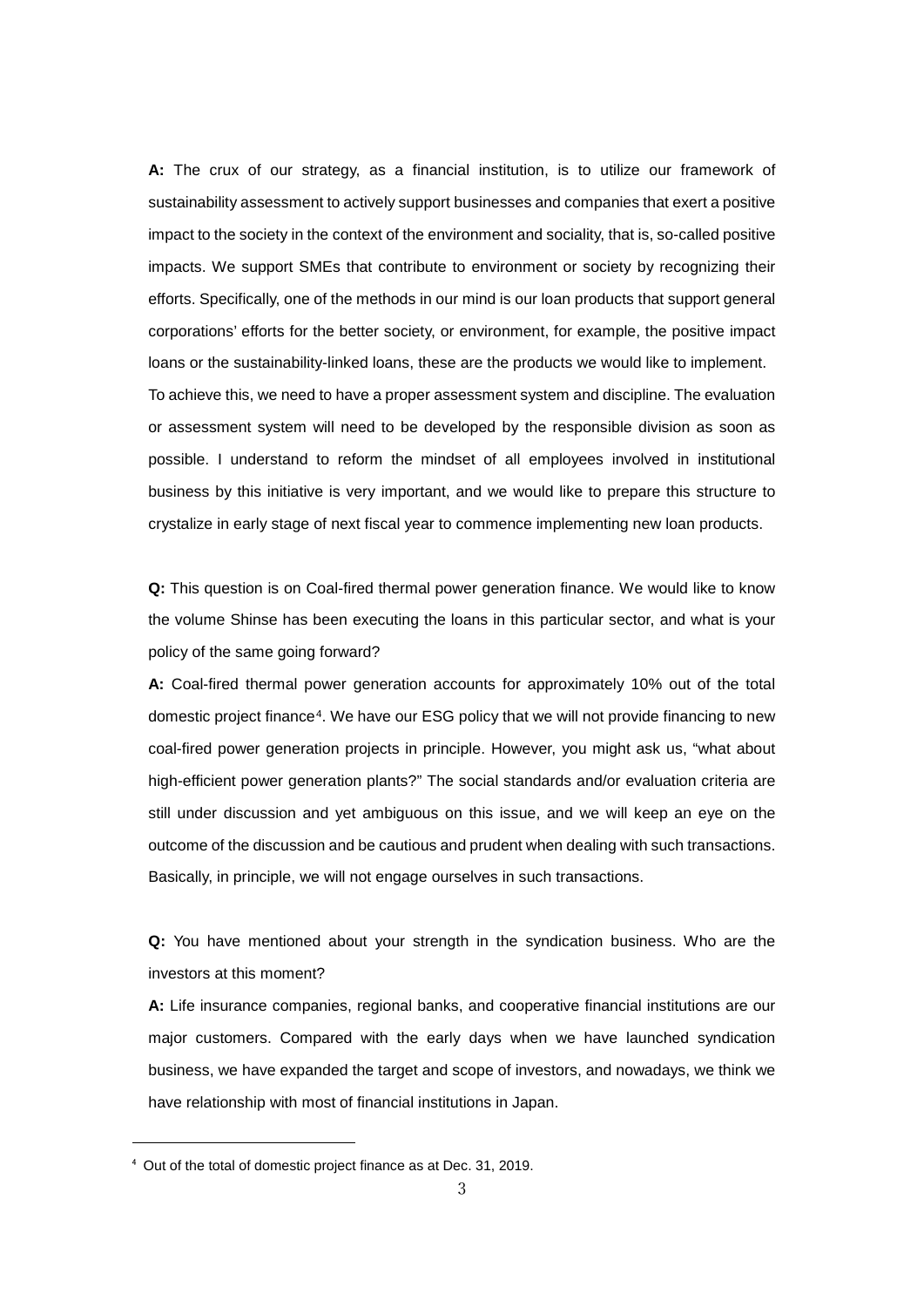**A:** The crux of our strategy, as a financial institution, is to utilize our framework of sustainability assessment to actively support businesses and companies that exert a positive impact to the society in the context of the environment and sociality, that is, so-called positive impacts. We support SMEs that contribute to environment or society by recognizing their efforts. Specifically, one of the methods in our mind is our loan products that support general corporations' efforts for the better society, or environment, for example, the positive impact loans or the sustainability-linked loans, these are the products we would like to implement.
To achieve this, we need to have a proper assessment system and discipline. The evaluation or assessment system will need to be developed by the responsible division as soon as possible. I understand to reform the mindset of all employees involved in institutional business by this initiative is very important, and we would like to prepare this structure to crystalize in early stage of next fiscal year to commence implementing new loan products.

**Q:** This question is on Coal-fired thermal power generation finance. We would like to know the volume Shinse has been executing the loans in this particular sector, and what is your policy of the same going forward?

**A:** Coal-fired thermal power generation accounts for approximately 10% out of the total domestic project finance[4]. We have our ESG policy that we will not provide financing to new coal-fired power generation projects in principle. However, you might ask us, "what about high-efficient power generation plants?" The social standards and/or evaluation criteria are still under discussion and yet ambiguous on this issue, and we will keep an eye on the outcome of the discussion and be cautious and prudent when dealing with such transactions. Basically, in principle, we will not engage ourselves in such transactions.

**Q:** You have mentioned about your strength in the syndication business. Who are the investors at this moment?

**A:** Life insurance companies, regional banks, and cooperative financial institutions are our major customers. Compared with the early days when we have launched syndication business, we have expanded the target and scope of investors, and nowadays, we think we have relationship with most of financial institutions in Japan.

---

[4] Out of the total of domestic project finance as at Dec. 31, 2019.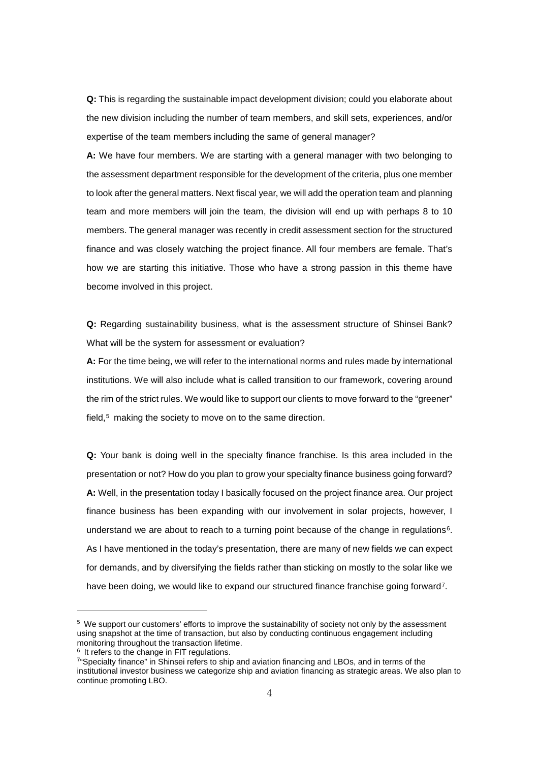**Q:** This is regarding the sustainable impact development division; could you elaborate about the new division including the number of team members, and skill sets, experiences, and/or expertise of the team members including the same of general manager?

**A:** We have four members. We are starting with a general manager with two belonging to the assessment department responsible for the development of the criteria, plus one member to look after the general matters. Next fiscal year, we will add the operation team and planning team and more members will join the team, the division will end up with perhaps 8 to 10 members. The general manager was recently in credit assessment section for the structured finance and was closely watching the project finance. All four members are female. That's how we are starting this initiative. Those who have a strong passion in this theme have become involved in this project.

**Q:** Regarding sustainability business, what is the assessment structure of Shinsei Bank? What will be the system for assessment or evaluation?

**A:** For the time being, we will refer to the international norms and rules made by international institutions. We will also include what is called transition to our framework, covering around the rim of the strict rules. We would like to support our clients to move forward to the "greener" field,[5] making the society to move on to the same direction.

**Q:** Your bank is doing well in the specialty finance franchise. Is this area included in the presentation or not? How do you plan to grow your specialty finance business going forward?

**A:** Well, in the presentation today I basically focused on the project finance area. Our project finance business has been expanding with our involvement in solar projects, however, I understand we are about to reach to a turning point because of the change in regulations[6]. As I have mentioned in the today's presentation, there are many of new fields we can expect for demands, and by diversifying the fields rather than sticking on mostly to the solar like we have been doing, we would like to expand our structured finance franchise going forward[7].

---

[5] We support our customers' efforts to improve the sustainability of society not only by the assessment using snapshot at the time of transaction, but also by conducting continuous engagement including monitoring throughout the transaction lifetime.

[6] It refers to the change in FIT regulations.

[7] "Specialty finance" in Shinsei refers to ship and aviation financing and LBOs, and in terms of the institutional investor business we categorize ship and aviation financing as strategic areas. We also plan to continue promoting LBO.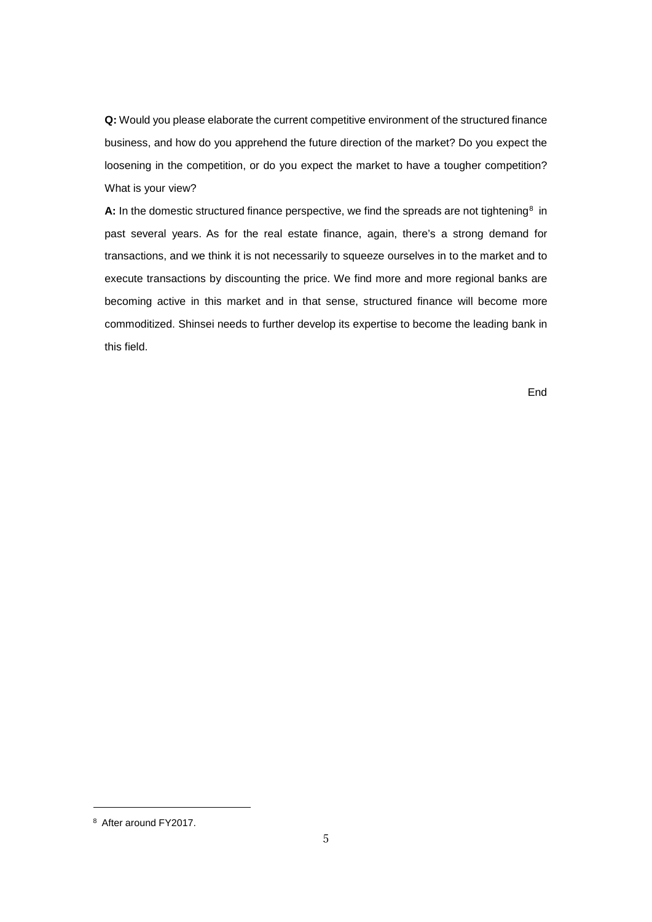**Q:** Would you please elaborate the current competitive environment of the structured finance business, and how do you apprehend the future direction of the market? Do you expect the loosening in the competition, or do you expect the market to have a tougher competition? What is your view?

**A:** In the domestic structured finance perspective, we find the spreads are not tightening[8] in past several years. As for the real estate finance, again, there's a strong demand for transactions, and we think it is not necessarily to squeeze ourselves in to the market and to execute transactions by discounting the price. We find more and more regional banks are becoming active in this market and in that sense, structured finance will become more commoditized. Shinsei needs to further develop its expertise to become the leading bank in this field.

End

[8] After around FY2017.